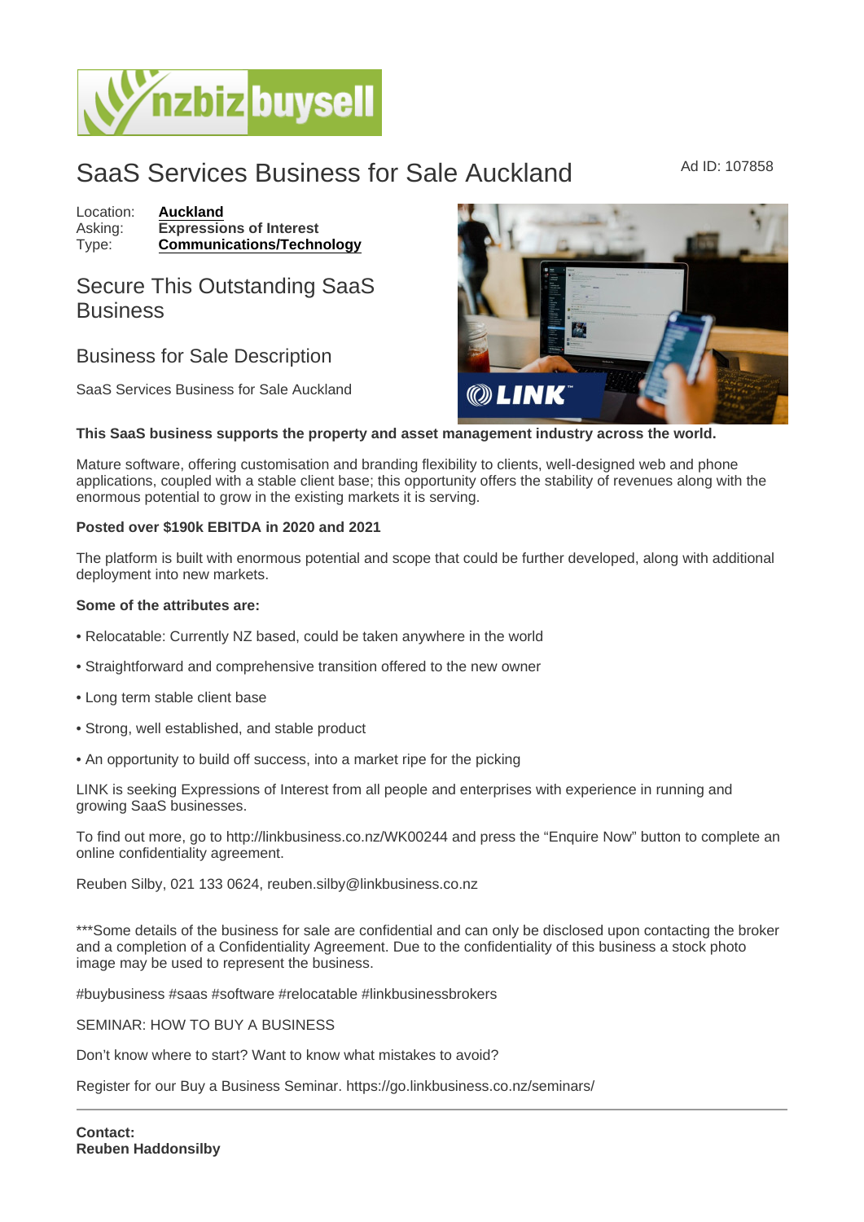# SaaS Services Business for Sale Auckland

Ad ID: 107858

Location: **Auckland**
Asking: **Expressions of Interest**
Type: **Communications/Technology**

## Secure This Outstanding SaaS Business

## Business for Sale Description

SaaS Services Business for Sale Auckland

**This SaaS business supports the property and asset management industry across the world.**

Mature software, offering customisation and branding flexibility to clients, well-designed web and phone applications, coupled with a stable client base; this opportunity offers the stability of revenues along with the enormous potential to grow in the existing markets it is serving.

**Posted over $190k EBITDA in 2020 and 2021**

The platform is built with enormous potential and scope that could be further developed, along with additional deployment into new markets.

**Some of the attributes are:**

• Relocatable: Currently NZ based, could be taken anywhere in the world

• Straightforward and comprehensive transition offered to the new owner

• Long term stable client base

• Strong, well established, and stable product

• An opportunity to build off success, into a market ripe for the picking

LINK is seeking Expressions of Interest from all people and enterprises with experience in running and growing SaaS businesses.

To find out more, go to http://linkbusiness.co.nz/WK00244 and press the "Enquire Now" button to complete an online confidentiality agreement.

Reuben Silby, 021 133 0624, reuben.silby@linkbusiness.co.nz

***Some details of the business for sale are confidential and can only be disclosed upon contacting the broker and a completion of a Confidentiality Agreement. Due to the confidentiality of this business a stock photo image may be used to represent the business.

#buybusiness #saas #software #relocatable #linkbusinessbrokers

SEMINAR: HOW TO BUY A BUSINESS

Don't know where to start? Want to know what mistakes to avoid?

Register for our Buy a Business Seminar. https://go.linkbusiness.co.nz/seminars/

---

**Contact:**
**Reuben Haddonsilby**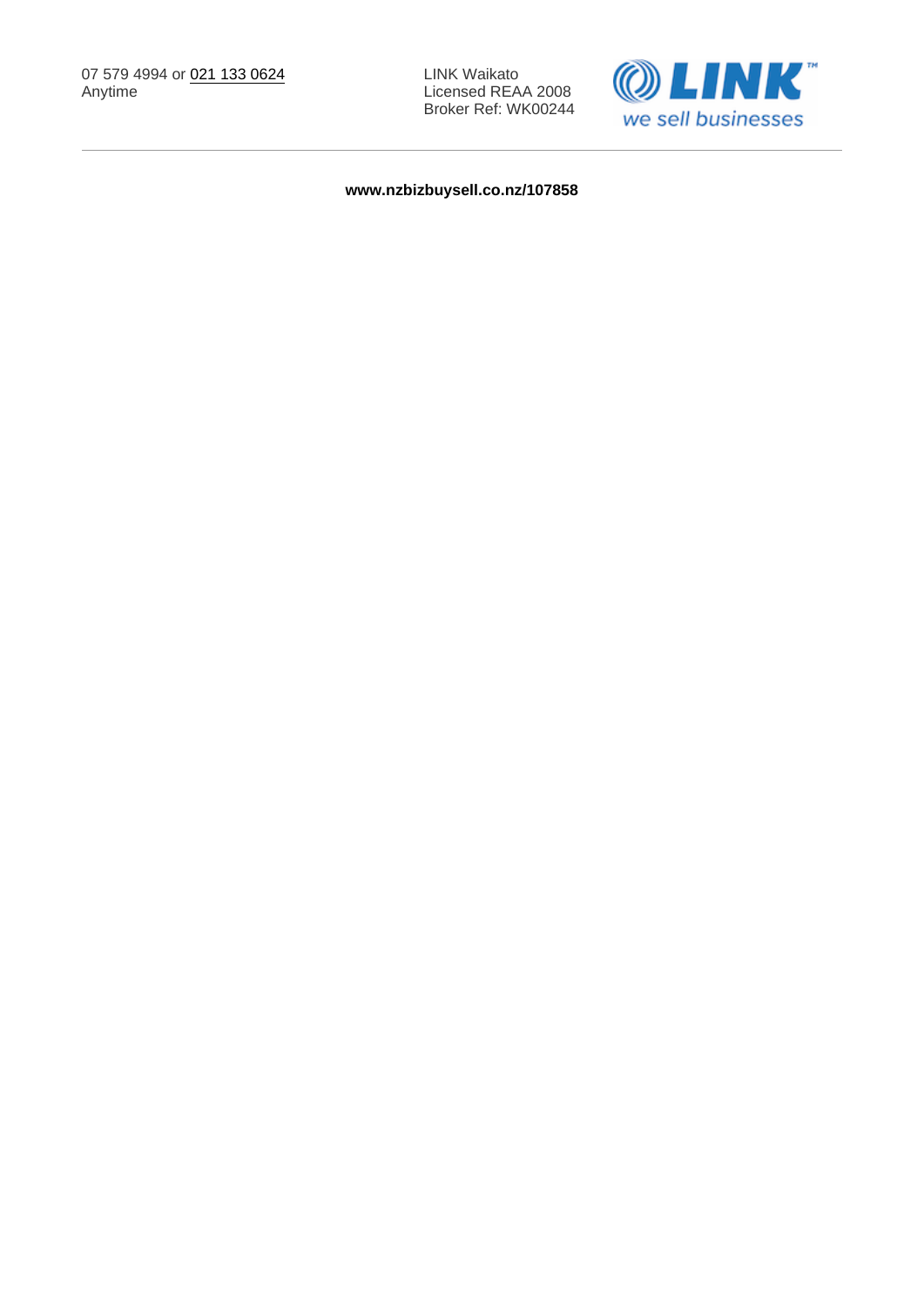07 579 4994 or 021 133 0624
Anytime

LINK Waikato
Licensed REAA 2008
Broker Ref: WK00244

LINK we sell businesses

**www.nzbizbuysell.co.nz/107858**